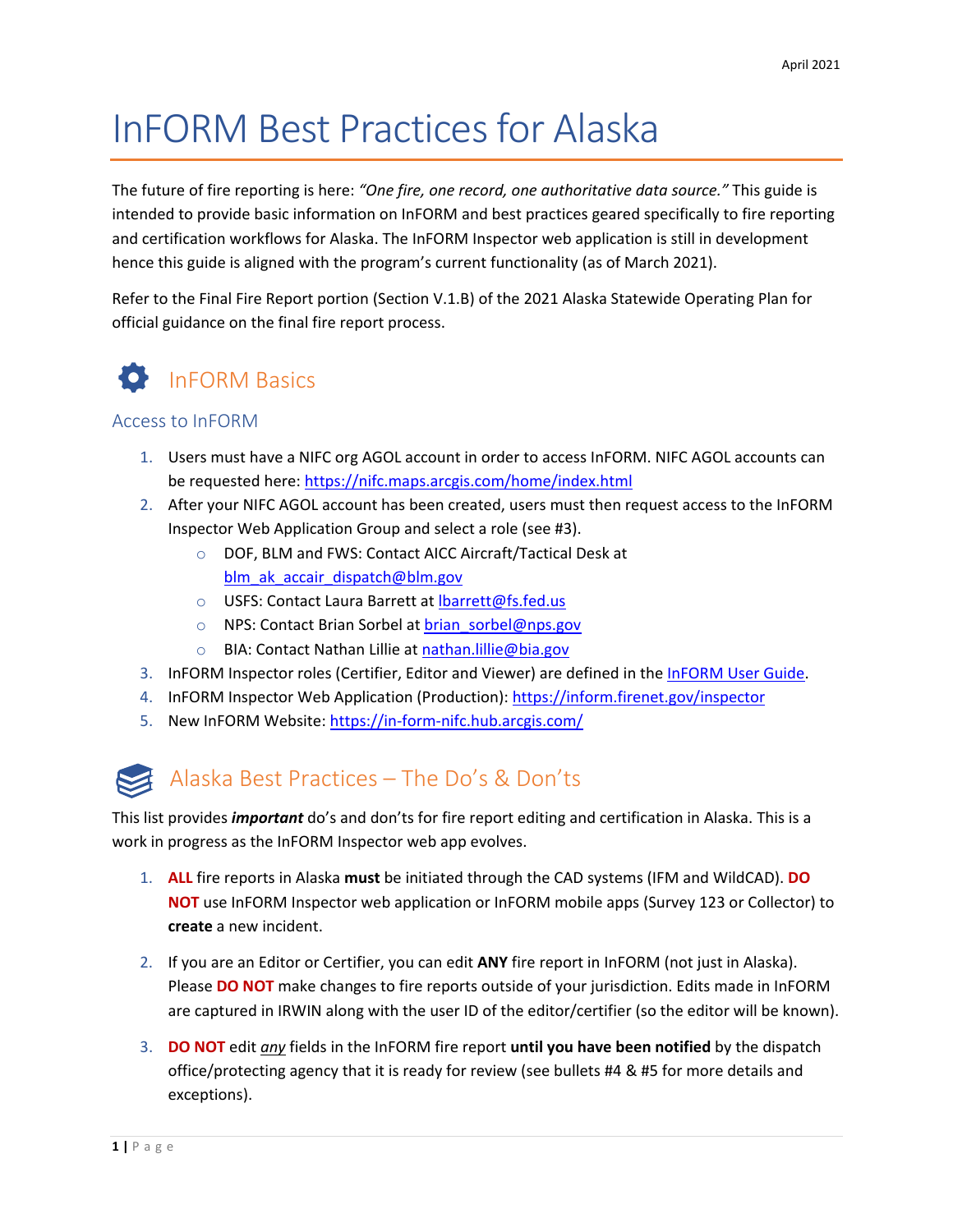April 2021

# InFORM Best Practices for Alaska

The future of fire reporting is here: *"One fire, one record, one authoritative data source."* This guide is intended to provide basic information on InFORM and best practices geared specifically to fire reporting and certification workflows for Alaska. The InFORM Inspector web application is still in development hence this guide is aligned with the program's current functionality (as of March 2021).

Refer to the Final Fire Report portion (Section V.1.B) of the 2021 Alaska Statewide Operating Plan for official guidance on the final fire report process.

## InFORM Basics

### Access to InFORM

1. Users must have a NIFC org AGOL account in order to access InFORM. NIFC AGOL accounts can be requested here: https://nifc.maps.arcgis.com/home/index.html
2. After your NIFC AGOL account has been created, users must then request access to the InFORM Inspector Web Application Group and select a role (see #3).
   - DOF, BLM and FWS: Contact AICC Aircraft/Tactical Desk at blm_ak_accair_dispatch@blm.gov
   - USFS: Contact Laura Barrett at lbarrett@fs.fed.us
   - NPS: Contact Brian Sorbel at brian_sorbel@nps.gov
   - BIA: Contact Nathan Lillie at nathan.lillie@bia.gov
3. InFORM Inspector roles (Certifier, Editor and Viewer) are defined in the InFORM User Guide.
4. InFORM Inspector Web Application (Production): https://inform.firenet.gov/inspector
5. New InFORM Website: https://in-form-nifc.hub.arcgis.com/

## Alaska Best Practices – The Do's & Don'ts

This list provides ***important*** do's and don'ts for fire report editing and certification in Alaska. This is a work in progress as the InFORM Inspector web app evolves.

1. **ALL** fire reports in Alaska **must** be initiated through the CAD systems (IFM and WildCAD). **DO NOT** use InFORM Inspector web application or InFORM mobile apps (Survey 123 or Collector) to **create** a new incident.

2. If you are an Editor or Certifier, you can edit **ANY** fire report in InFORM (not just in Alaska). Please **DO NOT** make changes to fire reports outside of your jurisdiction. Edits made in InFORM are captured in IRWIN along with the user ID of the editor/certifier (so the editor will be known).

3. **DO NOT** edit *any* fields in the InFORM fire report **until you have been notified** by the dispatch office/protecting agency that it is ready for review (see bullets #4 & #5 for more details and exceptions).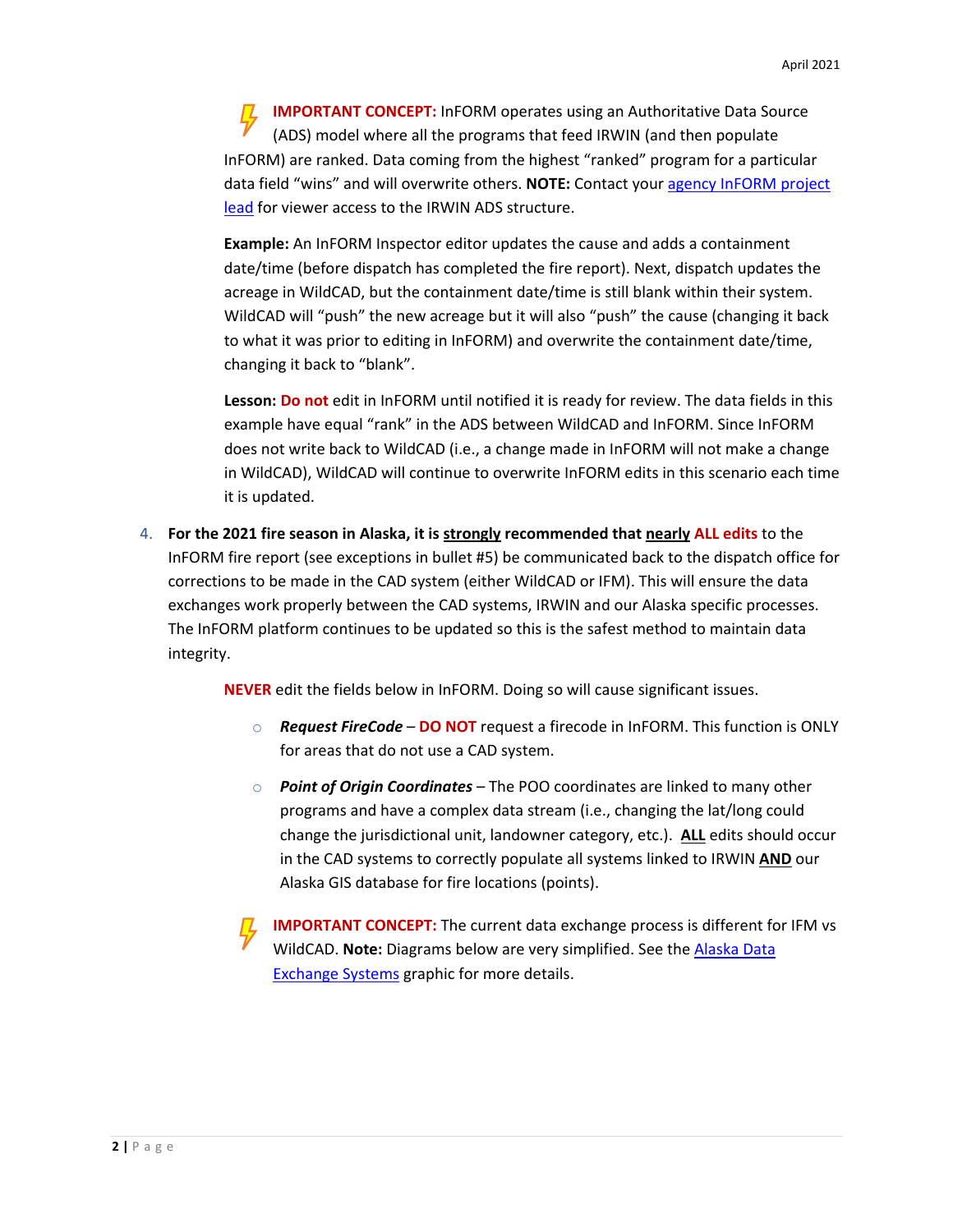**IMPORTANT CONCEPT:** InFORM operates using an Authoritative Data Source (ADS) model where all the programs that feed IRWIN (and then populate InFORM) are ranked. Data coming from the highest "ranked" program for a particular data field "wins" and will overwrite others. **NOTE:** Contact your [agency InFORM project lead]() for viewer access to the IRWIN ADS structure.

**Example:** An InFORM Inspector editor updates the cause and adds a containment date/time (before dispatch has completed the fire report). Next, dispatch updates the acreage in WildCAD, but the containment date/time is still blank within their system. WildCAD will "push" the new acreage but it will also "push" the cause (changing it back to what it was prior to editing in InFORM) and overwrite the containment date/time, changing it back to "blank".

**Lesson:** **Do not** edit in InFORM until notified it is ready for review. The data fields in this example have equal "rank" in the ADS between WildCAD and InFORM. Since InFORM does not write back to WildCAD (i.e., a change made in InFORM will not make a change in WildCAD), WildCAD will continue to overwrite InFORM edits in this scenario each time it is updated.

4. **For the 2021 fire season in Alaska, it is <u>strongly</u> recommended that <u>nearly</u> ALL edits** to the InFORM fire report (see exceptions in bullet #5) be communicated back to the dispatch office for corrections to be made in the CAD system (either WildCAD or IFM). This will ensure the data exchanges work properly between the CAD systems, IRWIN and our Alaska specific processes. The InFORM platform continues to be updated so this is the safest method to maintain data integrity.

   **NEVER** edit the fields below in InFORM. Doing so will cause significant issues.

   - ***Request FireCode*** – **DO NOT** request a firecode in InFORM. This function is ONLY for areas that do not use a CAD system.
   - ***Point of Origin Coordinates*** – The POO coordinates are linked to many other programs and have a complex data stream (i.e., changing the lat/long could change the jurisdictional unit, landowner category, etc.). **<u>ALL</u>** edits should occur in the CAD systems to correctly populate all systems linked to IRWIN **<u>AND</u>** our Alaska GIS database for fire locations (points).

   **IMPORTANT CONCEPT:** The current data exchange process is different for IFM vs WildCAD. **Note:** Diagrams below are very simplified. See the [Alaska Data Exchange Systems]() graphic for more details.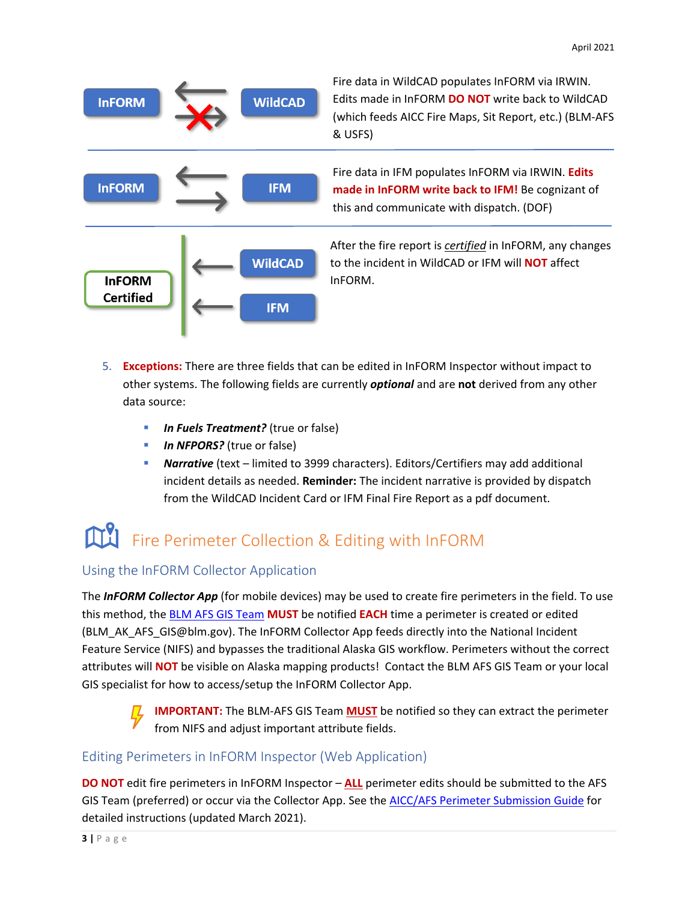| | |
|---|---|
| InFORM ⇄ (✗) WildCAD | Fire data in WildCAD populates InFORM via IRWIN. Edits made in InFORM **DO NOT** write back to WildCAD (which feeds AICC Fire Maps, Sit Report, etc.) (BLM-AFS & USFS) |
| InFORM ⇄ IFM | Fire data in IFM populates InFORM via IRWIN. **Edits made in InFORM write back to IFM!** Be cognizant of this and communicate with dispatch. (DOF) |
| InFORM Certified ← WildCAD, IFM | After the fire report is *certified* in InFORM, any changes to the incident in WildCAD or IFM will **NOT** affect InFORM. |

5. **Exceptions:** There are three fields that can be edited in InFORM Inspector without impact to other systems. The following fields are currently ***optional*** and are **not** derived from any other data source:
   - ***In Fuels Treatment?*** (true or false)
   - ***In NFPORS?*** (true or false)
   - ***Narrative*** (text – limited to 3999 characters). Editors/Certifiers may add additional incident details as needed. **Reminder:** The incident narrative is provided by dispatch from the WildCAD Incident Card or IFM Final Fire Report as a pdf document.

# Fire Perimeter Collection & Editing with InFORM

## Using the InFORM Collector Application

The ***InFORM Collector App*** (for mobile devices) may be used to create fire perimeters in the field. To use this method, the BLM AFS GIS Team **MUST** be notified **EACH** time a perimeter is created or edited (BLM_AK_AFS_GIS@blm.gov). The InFORM Collector App feeds directly into the National Incident Feature Service (NIFS) and bypasses the traditional Alaska GIS workflow. Perimeters without the correct attributes will **NOT** be visible on Alaska mapping products! Contact the BLM AFS GIS Team or your local GIS specialist for how to access/setup the InFORM Collector App.

> **IMPORTANT:** The BLM-AFS GIS Team **MUST** be notified so they can extract the perimeter from NIFS and adjust important attribute fields.

## Editing Perimeters in InFORM Inspector (Web Application)

**DO NOT** edit fire perimeters in InFORM Inspector – **ALL** perimeter edits should be submitted to the AFS GIS Team (preferred) or occur via the Collector App. See the AICC/AFS Perimeter Submission Guide for detailed instructions (updated March 2021).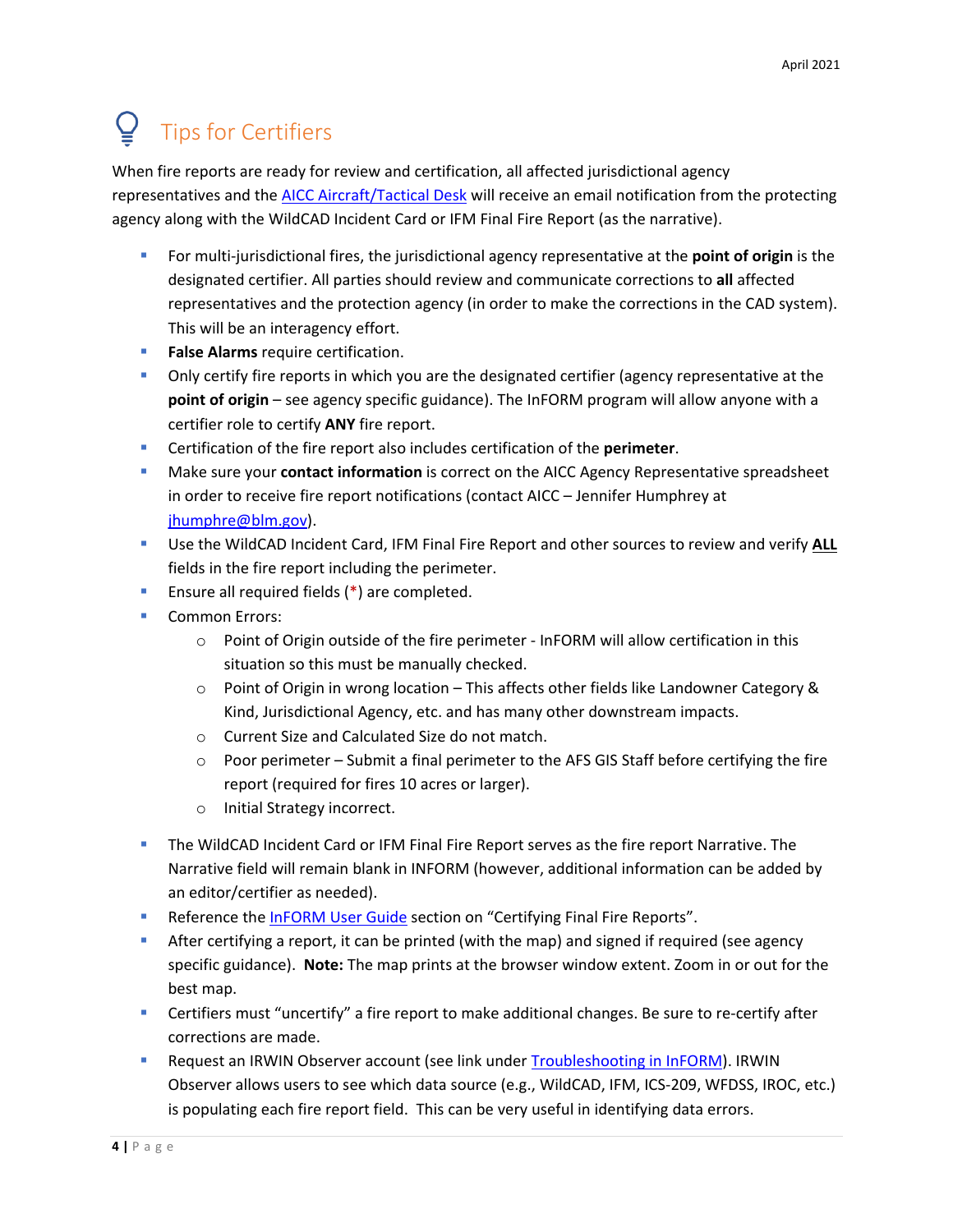# Tips for Certifiers

When fire reports are ready for review and certification, all affected jurisdictional agency representatives and the [AICC Aircraft/Tactical Desk](#) will receive an email notification from the protecting agency along with the WildCAD Incident Card or IFM Final Fire Report (as the narrative).

- For multi-jurisdictional fires, the jurisdictional agency representative at the **point of origin** is the designated certifier. All parties should review and communicate corrections to **all** affected representatives and the protection agency (in order to make the corrections in the CAD system). This will be an interagency effort.
- **False Alarms** require certification.
- Only certify fire reports in which you are the designated certifier (agency representative at the **point of origin** – see agency specific guidance). The InFORM program will allow anyone with a certifier role to certify **ANY** fire report.
- Certification of the fire report also includes certification of the **perimeter**.
- Make sure your **contact information** is correct on the AICC Agency Representative spreadsheet in order to receive fire report notifications (contact AICC – Jennifer Humphrey at [jhumphre@blm.gov](mailto:jhumphre@blm.gov)).
- Use the WildCAD Incident Card, IFM Final Fire Report and other sources to review and verify **ALL** fields in the fire report including the perimeter.
- Ensure all required fields (*) are completed.
- Common Errors:
  - Point of Origin outside of the fire perimeter - InFORM will allow certification in this situation so this must be manually checked.
  - Point of Origin in wrong location – This affects other fields like Landowner Category & Kind, Jurisdictional Agency, etc. and has many other downstream impacts.
  - Current Size and Calculated Size do not match.
  - Poor perimeter – Submit a final perimeter to the AFS GIS Staff before certifying the fire report (required for fires 10 acres or larger).
  - Initial Strategy incorrect.
- The WildCAD Incident Card or IFM Final Fire Report serves as the fire report Narrative. The Narrative field will remain blank in INFORM (however, additional information can be added by an editor/certifier as needed).
- Reference the [InFORM User Guide](#) section on "Certifying Final Fire Reports".
- After certifying a report, it can be printed (with the map) and signed if required (see agency specific guidance). **Note:** The map prints at the browser window extent. Zoom in or out for the best map.
- Certifiers must "uncertify" a fire report to make additional changes. Be sure to re-certify after corrections are made.
- Request an IRWIN Observer account (see link under [Troubleshooting in InFORM](#)). IRWIN Observer allows users to see which data source (e.g., WildCAD, IFM, ICS-209, WFDSS, IROC, etc.) is populating each fire report field. This can be very useful in identifying data errors.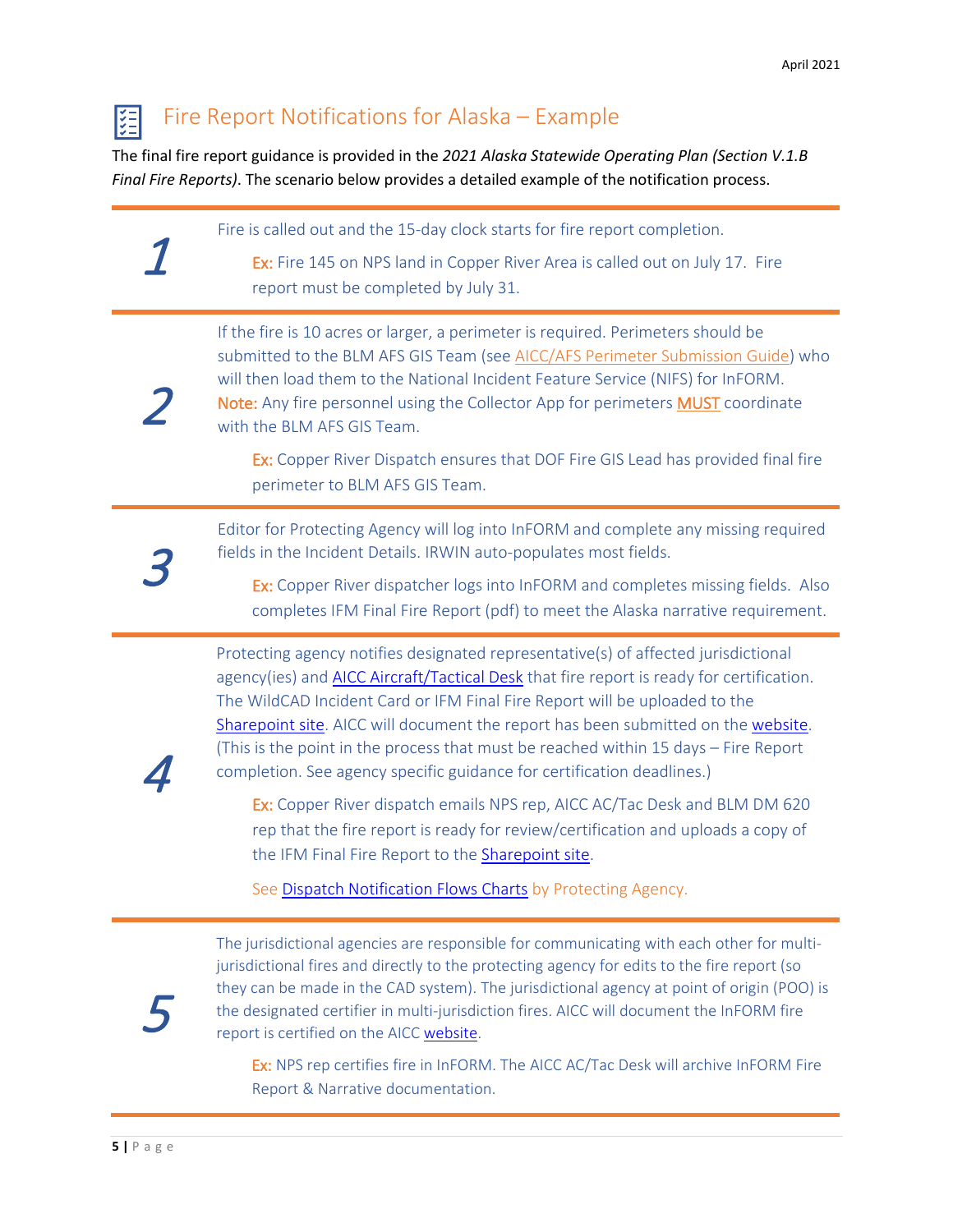# Fire Report Notifications for Alaska – Example

The final fire report guidance is provided in the *2021 Alaska Statewide Operating Plan (Section V.1.B Final Fire Reports)*. The scenario below provides a detailed example of the notification process.

---

## 1

Fire is called out and the 15-day clock starts for fire report completion.

> Ex: Fire 145 on NPS land in Copper River Area is called out on July 17. Fire report must be completed by July 31.

---

## 2

If the fire is 10 acres or larger, a perimeter is required. Perimeters should be submitted to the BLM AFS GIS Team (see AICC/AFS Perimeter Submission Guide) who will then load them to the National Incident Feature Service (NIFS) for InFORM. Note: Any fire personnel using the Collector App for perimeters MUST coordinate with the BLM AFS GIS Team.

> Ex: Copper River Dispatch ensures that DOF Fire GIS Lead has provided final fire perimeter to BLM AFS GIS Team.

---

## 3

Editor for Protecting Agency will log into InFORM and complete any missing required fields in the Incident Details. IRWIN auto-populates most fields.

> Ex: Copper River dispatcher logs into InFORM and completes missing fields. Also completes IFM Final Fire Report (pdf) to meet the Alaska narrative requirement.

---

## 4

Protecting agency notifies designated representative(s) of affected jurisdictional agency(ies) and AICC Aircraft/Tactical Desk that fire report is ready for certification. The WildCAD Incident Card or IFM Final Fire Report will be uploaded to the Sharepoint site. AICC will document the report has been submitted on the website. (This is the point in the process that must be reached within 15 days – Fire Report completion. See agency specific guidance for certification deadlines.)

> Ex: Copper River dispatch emails NPS rep, AICC AC/Tac Desk and BLM DM 620 rep that the fire report is ready for review/certification and uploads a copy of the IFM Final Fire Report to the Sharepoint site.
>
> See Dispatch Notification Flows Charts by Protecting Agency.

---

## 5

The jurisdictional agencies are responsible for communicating with each other for multi-jurisdictional fires and directly to the protecting agency for edits to the fire report (so they can be made in the CAD system). The jurisdictional agency at point of origin (POO) is the designated certifier in multi-jurisdiction fires. AICC will document the InFORM fire report is certified on the AICC website.

> Ex: NPS rep certifies fire in InFORM. The AICC AC/Tac Desk will archive InFORM Fire Report & Narrative documentation.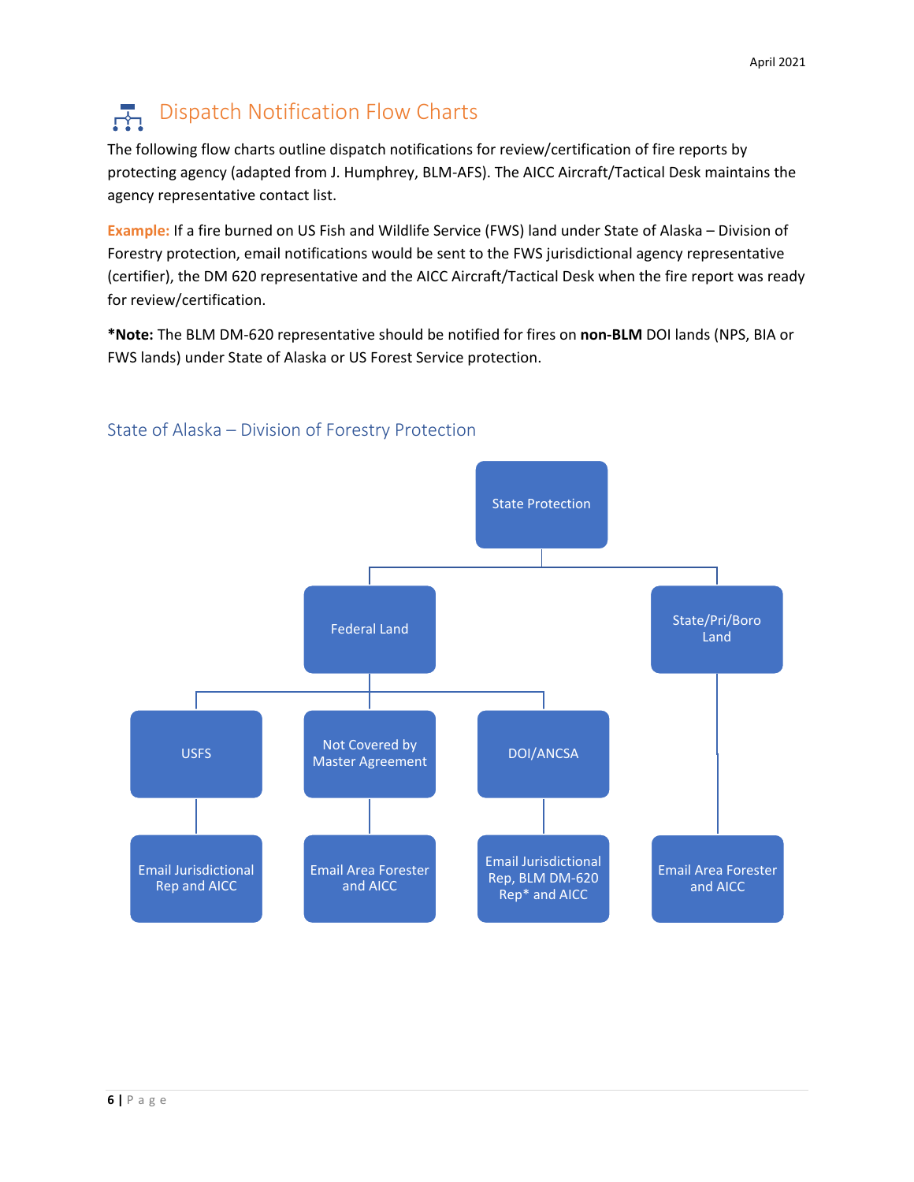# Dispatch Notification Flow Charts

The following flow charts outline dispatch notifications for review/certification of fire reports by protecting agency (adapted from J. Humphrey, BLM-AFS). The AICC Aircraft/Tactical Desk maintains the agency representative contact list.

**Example:** If a fire burned on US Fish and Wildlife Service (FWS) land under State of Alaska – Division of Forestry protection, email notifications would be sent to the FWS jurisdictional agency representative (certifier), the DM 620 representative and the AICC Aircraft/Tactical Desk when the fire report was ready for review/certification.

***Note:** The BLM DM-620 representative should be notified for fires on **non-BLM** DOI lands (NPS, BIA or FWS lands) under State of Alaska or US Forest Service protection.

## State of Alaska – Division of Forestry Protection

- State Protection
  - Federal Land
    - USFS
      - Email Jurisdictional Rep and AICC
    - Not Covered by Master Agreement
      - Email Area Forester and AICC
    - DOI/ANCSA
      - Email Jurisdictional Rep, BLM DM-620 Rep* and AICC
  - State/Pri/Boro Land
    - Email Area Forester and AICC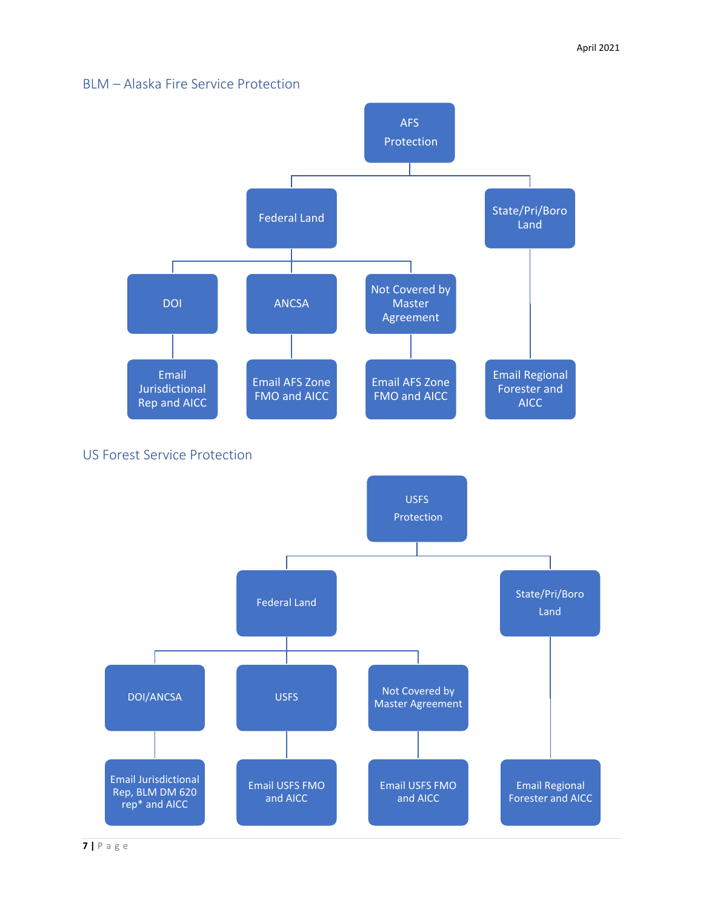## BLM – Alaska Fire Service Protection

- AFS Protection
  - Federal Land
    - DOI
      - Email Jurisdictional Rep and AICC
    - ANCSA
      - Email AFS Zone FMO and AICC
    - Not Covered by Master Agreement
      - Email AFS Zone FMO and AICC
  - State/Pri/Boro Land
    - Email Regional Forester and AICC

## US Forest Service Protection

- USFS Protection
  - Federal Land
    - DOI/ANCSA
      - Email Jurisdictional Rep, BLM DM 620 rep* and AICC
    - USFS
      - Email USFS FMO and AICC
    - Not Covered by Master Agreement
      - Email USFS FMO and AICC
  - State/Pri/Boro Land
    - Email Regional Forester and AICC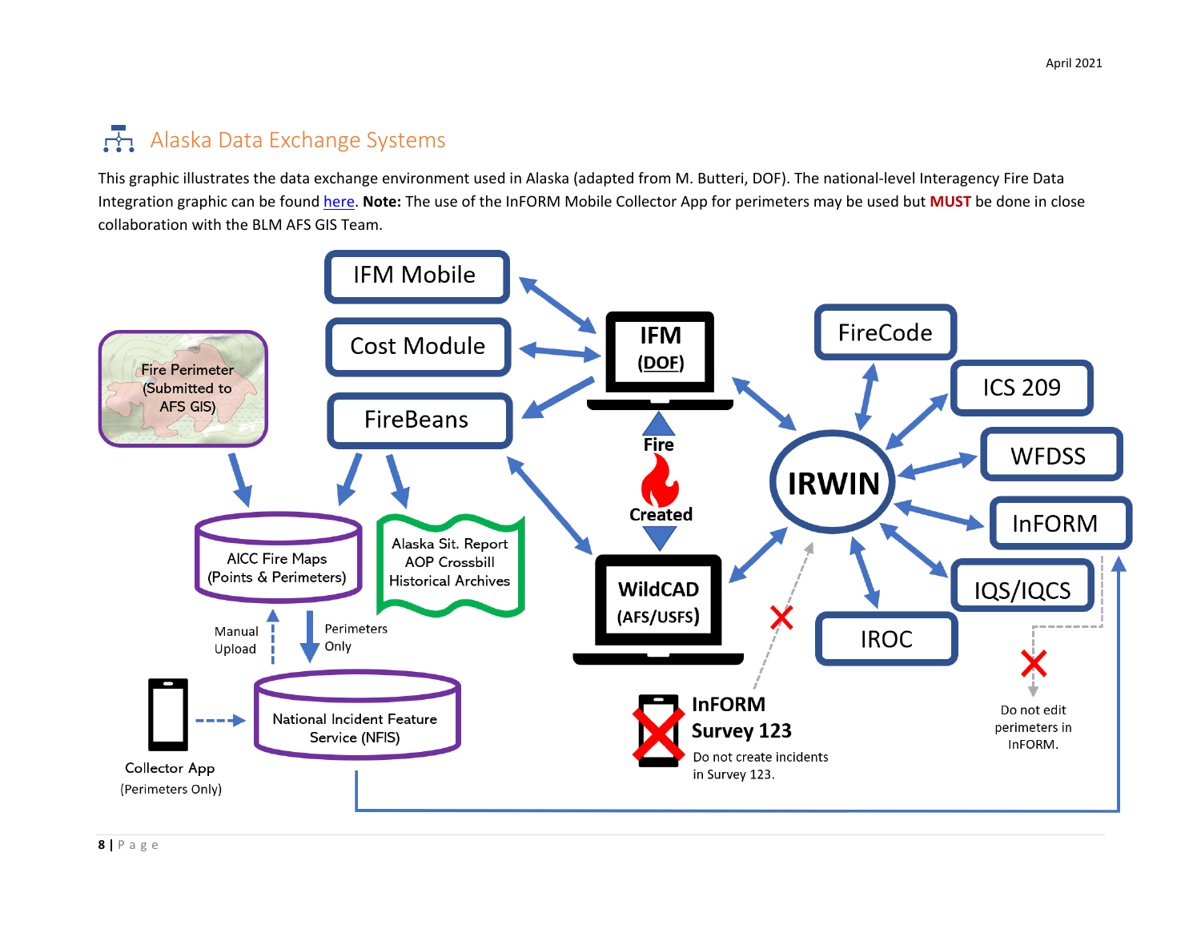## Alaska Data Exchange Systems

This graphic illustrates the data exchange environment used in Alaska (adapted from M. Butteri, DOF). The national-level Interagency Fire Data Integration graphic can be found here. **Note:** The use of the InFORM Mobile Collector App for perimeters may be used but **MUST** be done in close collaboration with the BLM AFS GIS Team.

IFM Mobile

Cost Module

FireBeans

IFM (DOF)

Fire Created

WildCAD (AFS/USFS)

IRWIN

FireCode

ICS 209

WFDSS

InFORM

IQS/IQCS

IROC

Fire Perimeter (Submitted to AFS GIS)

AICC Fire Maps (Points & Perimeters)

Alaska Sit. Report
AOP Crossbill
Historical Archives

Manual Upload

Perimeters Only

National Incident Feature Service (NFIS)

Collector App (Perimeters Only)

**InFORM Survey 123**

Do not create incidents in Survey 123.

Do not edit perimeters in InFORM.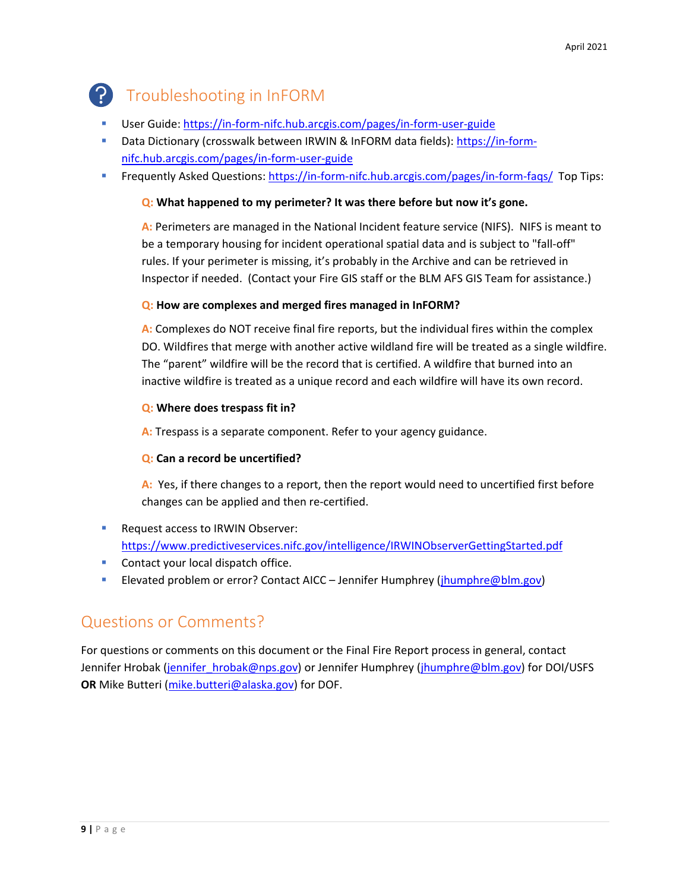## Troubleshooting in InFORM

- User Guide: https://in-form-nifc.hub.arcgis.com/pages/in-form-user-guide
- Data Dictionary (crosswalk between IRWIN & InFORM data fields): https://in-form-nifc.hub.arcgis.com/pages/in-form-user-guide
- Frequently Asked Questions: https://in-form-nifc.hub.arcgis.com/pages/in-form-faqs/ Top Tips:

  **Q: What happened to my perimeter? It was there before but now it's gone.**

  **A:** Perimeters are managed in the National Incident feature service (NIFS). NIFS is meant to be a temporary housing for incident operational spatial data and is subject to "fall-off" rules. If your perimeter is missing, it's probably in the Archive and can be retrieved in Inspector if needed. (Contact your Fire GIS staff or the BLM AFS GIS Team for assistance.)

  **Q: How are complexes and merged fires managed in InFORM?**

  **A:** Complexes do NOT receive final fire reports, but the individual fires within the complex DO. Wildfires that merge with another active wildland fire will be treated as a single wildfire. The "parent" wildfire will be the record that is certified. A wildfire that burned into an inactive wildfire is treated as a unique record and each wildfire will have its own record.

  **Q: Where does trespass fit in?**

  **A:** Trespass is a separate component. Refer to your agency guidance.

  **Q: Can a record be uncertified?**

  **A:** Yes, if there changes to a report, then the report would need to uncertified first before changes can be applied and then re-certified.

- Request access to IRWIN Observer: https://www.predictiveservices.nifc.gov/intelligence/IRWINObserverGettingStarted.pdf
- Contact your local dispatch office.
- Elevated problem or error? Contact AICC – Jennifer Humphrey (jhumphre@blm.gov)

## Questions or Comments?

For questions or comments on this document or the Final Fire Report process in general, contact Jennifer Hrobak (jennifer_hrobak@nps.gov) or Jennifer Humphrey (jhumphre@blm.gov) for DOI/USFS **OR** Mike Butteri (mike.butteri@alaska.gov) for DOF.